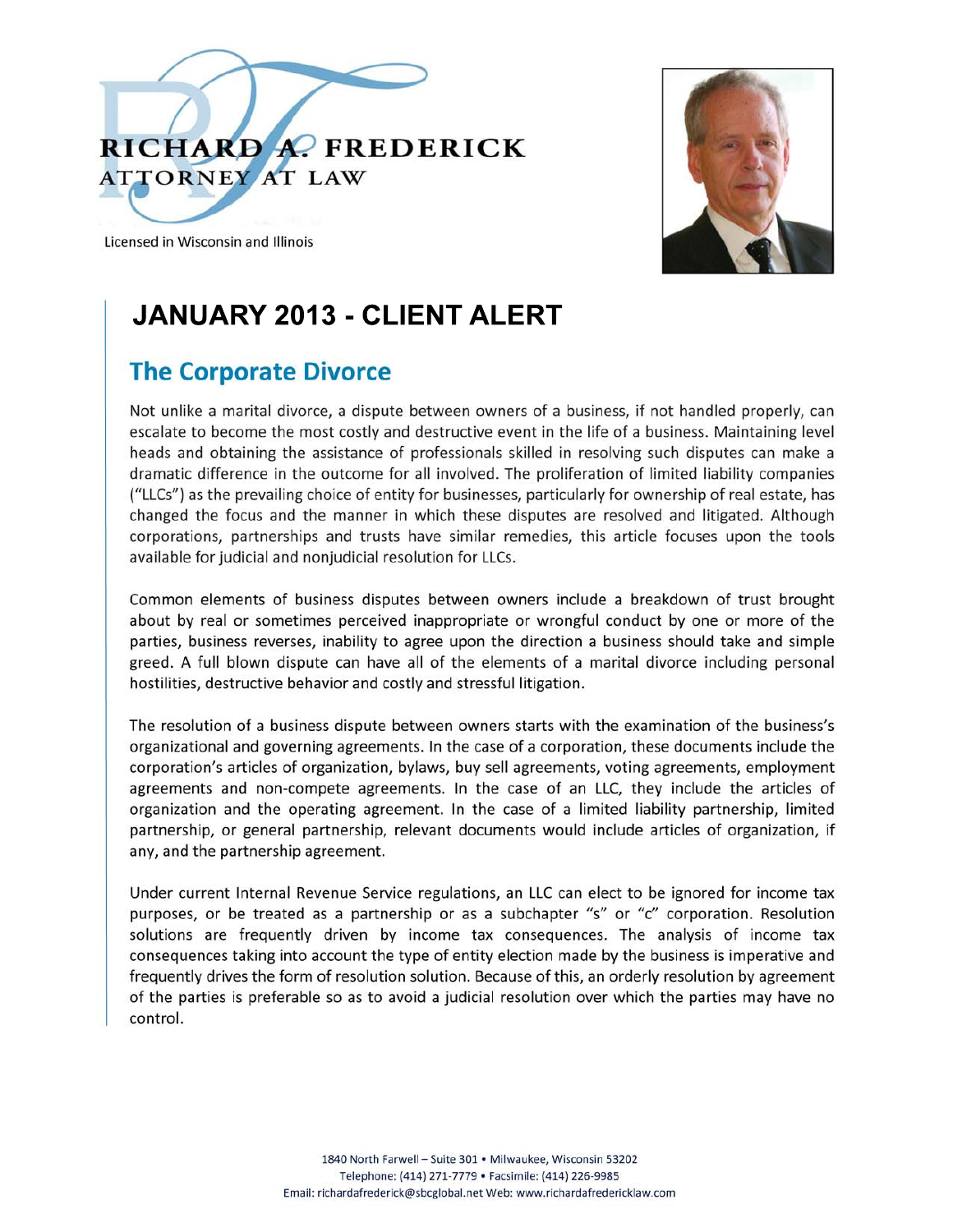# RICHARD A. FREDERICK
ATTORNEY AT LAW

Licensed in Wisconsin and Illinois

## JANUARY 2013 - CLIENT ALERT

### The Corporate Divorce

Not unlike a marital divorce, a dispute between owners of a business, if not handled properly, can escalate to become the most costly and destructive event in the life of a business. Maintaining level heads and obtaining the assistance of professionals skilled in resolving such disputes can make a dramatic difference in the outcome for all involved. The proliferation of limited liability companies ("LLCs") as the prevailing choice of entity for businesses, particularly for ownership of real estate, has changed the focus and the manner in which these disputes are resolved and litigated. Although corporations, partnerships and trusts have similar remedies, this article focuses upon the tools available for judicial and nonjudicial resolution for LLCs.

Common elements of business disputes between owners include a breakdown of trust brought about by real or sometimes perceived inappropriate or wrongful conduct by one or more of the parties, business reverses, inability to agree upon the direction a business should take and simple greed. A full blown dispute can have all of the elements of a marital divorce including personal hostilities, destructive behavior and costly and stressful litigation.

The resolution of a business dispute between owners starts with the examination of the business's organizational and governing agreements. In the case of a corporation, these documents include the corporation's articles of organization, bylaws, buy sell agreements, voting agreements, employment agreements and non-compete agreements. In the case of an LLC, they include the articles of organization and the operating agreement. In the case of a limited liability partnership, limited partnership, or general partnership, relevant documents would include articles of organization, if any, and the partnership agreement.

Under current Internal Revenue Service regulations, an LLC can elect to be ignored for income tax purposes, or be treated as a partnership or as a subchapter "s" or "c" corporation. Resolution solutions are frequently driven by income tax consequences. The analysis of income tax consequences taking into account the type of entity election made by the business is imperative and frequently drives the form of resolution solution. Because of this, an orderly resolution by agreement of the parties is preferable so as to avoid a judicial resolution over which the parties may have no control.

1840 North Farwell – Suite 301 • Milwaukee, Wisconsin 53202
Telephone: (414) 271-7779 • Facsimile: (414) 226-9985
Email: richardafrederick@sbcglobal.net Web: www.richardafredericklaw.com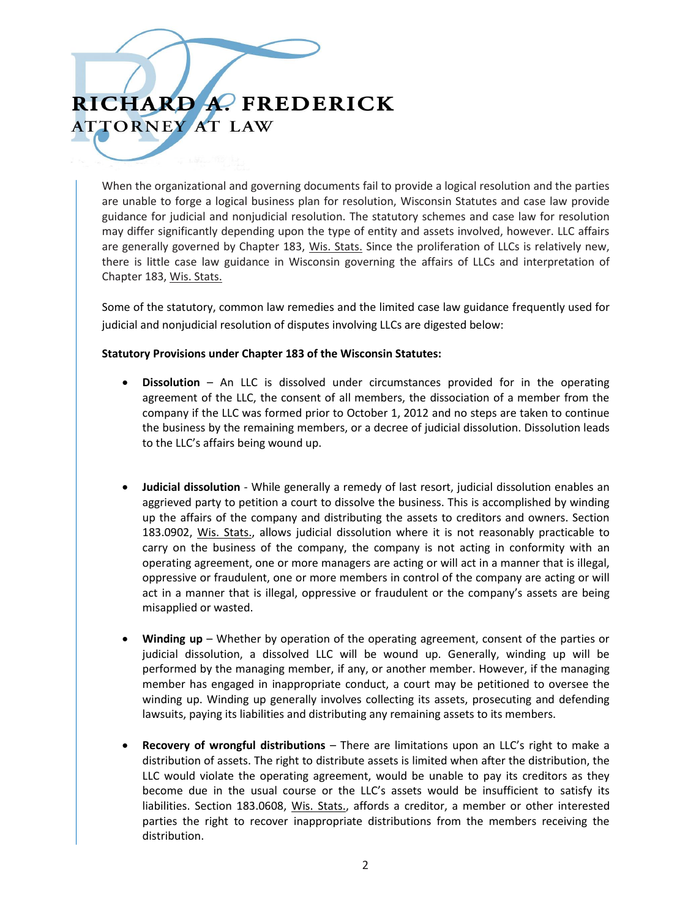When the organizational and governing documents fail to provide a logical resolution and the parties are unable to forge a logical business plan for resolution, Wisconsin Statutes and case law provide guidance for judicial and nonjudicial resolution. The statutory schemes and case law for resolution may differ significantly depending upon the type of entity and assets involved, however. LLC affairs are generally governed by Chapter 183, Wis. Stats. Since the proliferation of LLCs is relatively new, there is little case law guidance in Wisconsin governing the affairs of LLCs and interpretation of Chapter 183, Wis. Stats.

Some of the statutory, common law remedies and the limited case law guidance frequently used for judicial and nonjudicial resolution of disputes involving LLCs are digested below:

**Statutory Provisions under Chapter 183 of the Wisconsin Statutes:**

- **Dissolution** – An LLC is dissolved under circumstances provided for in the operating agreement of the LLC, the consent of all members, the dissociation of a member from the company if the LLC was formed prior to October 1, 2012 and no steps are taken to continue the business by the remaining members, or a decree of judicial dissolution. Dissolution leads to the LLC's affairs being wound up.

- **Judicial dissolution** - While generally a remedy of last resort, judicial dissolution enables an aggrieved party to petition a court to dissolve the business. This is accomplished by winding up the affairs of the company and distributing the assets to creditors and owners. Section 183.0902, Wis. Stats., allows judicial dissolution where it is not reasonably practicable to carry on the business of the company, the company is not acting in conformity with an operating agreement, one or more managers are acting or will act in a manner that is illegal, oppressive or fraudulent, one or more members in control of the company are acting or will act in a manner that is illegal, oppressive or fraudulent or the company's assets are being misapplied or wasted.

- **Winding up** – Whether by operation of the operating agreement, consent of the parties or judicial dissolution, a dissolved LLC will be wound up. Generally, winding up will be performed by the managing member, if any, or another member. However, if the managing member has engaged in inappropriate conduct, a court may be petitioned to oversee the winding up. Winding up generally involves collecting its assets, prosecuting and defending lawsuits, paying its liabilities and distributing any remaining assets to its members.

- **Recovery of wrongful distributions** – There are limitations upon an LLC's right to make a distribution of assets. The right to distribute assets is limited when after the distribution, the LLC would violate the operating agreement, would be unable to pay its creditors as they become due in the usual course or the LLC's assets would be insufficient to satisfy its liabilities. Section 183.0608, Wis. Stats., affords a creditor, a member or other interested parties the right to recover inappropriate distributions from the members receiving the distribution.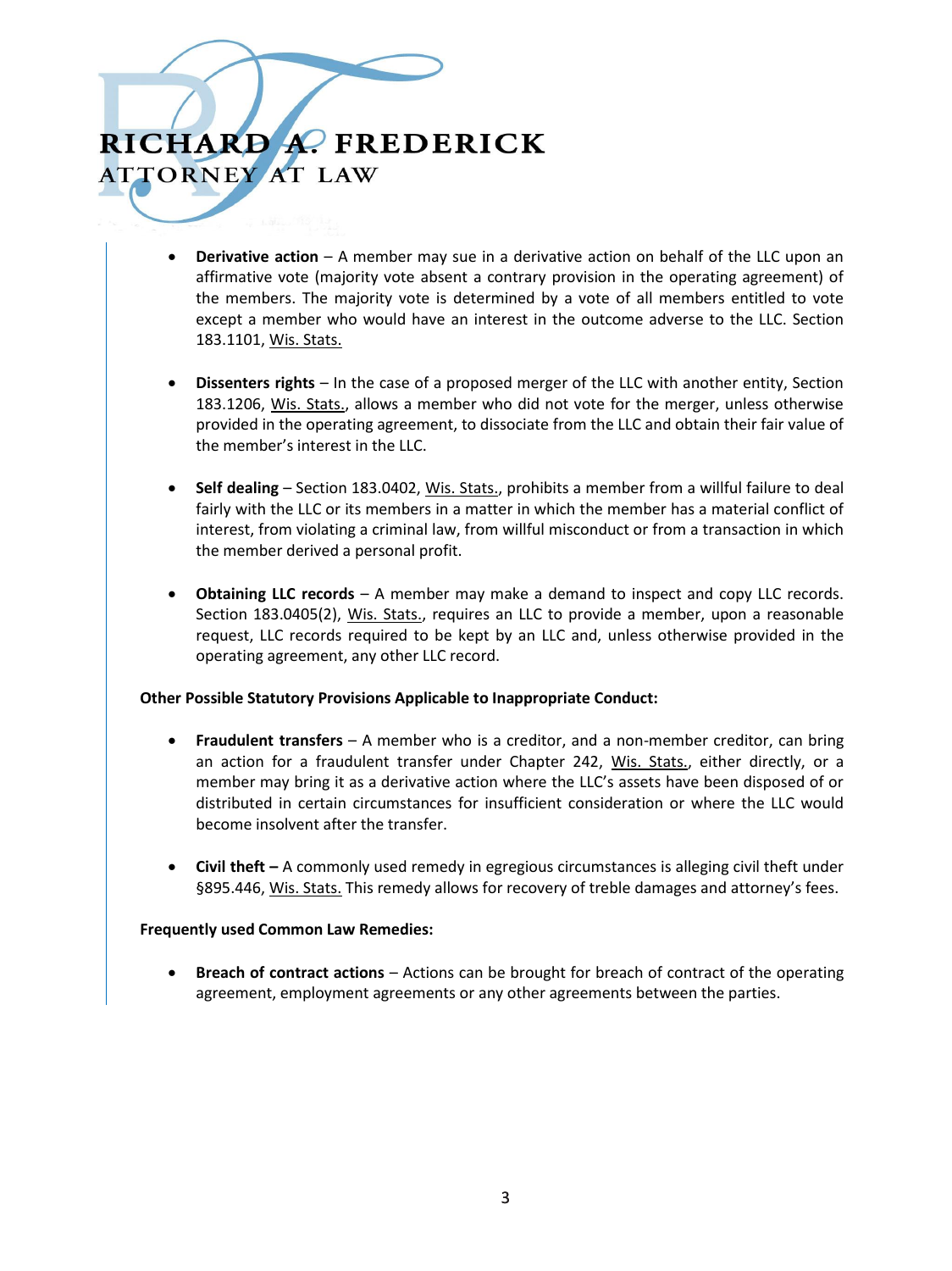- **Derivative action** – A member may sue in a derivative action on behalf of the LLC upon an affirmative vote (majority vote absent a contrary provision in the operating agreement) of the members. The majority vote is determined by a vote of all members entitled to vote except a member who would have an interest in the outcome adverse to the LLC. Section 183.1101, Wis. Stats.

- **Dissenters rights** – In the case of a proposed merger of the LLC with another entity, Section 183.1206, Wis. Stats., allows a member who did not vote for the merger, unless otherwise provided in the operating agreement, to dissociate from the LLC and obtain their fair value of the member's interest in the LLC.

- **Self dealing** – Section 183.0402, Wis. Stats., prohibits a member from a willful failure to deal fairly with the LLC or its members in a matter in which the member has a material conflict of interest, from violating a criminal law, from willful misconduct or from a transaction in which the member derived a personal profit.

- **Obtaining LLC records** – A member may make a demand to inspect and copy LLC records. Section 183.0405(2), Wis. Stats., requires an LLC to provide a member, upon a reasonable request, LLC records required to be kept by an LLC and, unless otherwise provided in the operating agreement, any other LLC record.

**Other Possible Statutory Provisions Applicable to Inappropriate Conduct:**

- **Fraudulent transfers** – A member who is a creditor, and a non-member creditor, can bring an action for a fraudulent transfer under Chapter 242, Wis. Stats., either directly, or a member may bring it as a derivative action where the LLC's assets have been disposed of or distributed in certain circumstances for insufficient consideration or where the LLC would become insolvent after the transfer.

- **Civil theft –** A commonly used remedy in egregious circumstances is alleging civil theft under §895.446, Wis. Stats. This remedy allows for recovery of treble damages and attorney's fees.

**Frequently used Common Law Remedies:**

- **Breach of contract actions** – Actions can be brought for breach of contract of the operating agreement, employment agreements or any other agreements between the parties.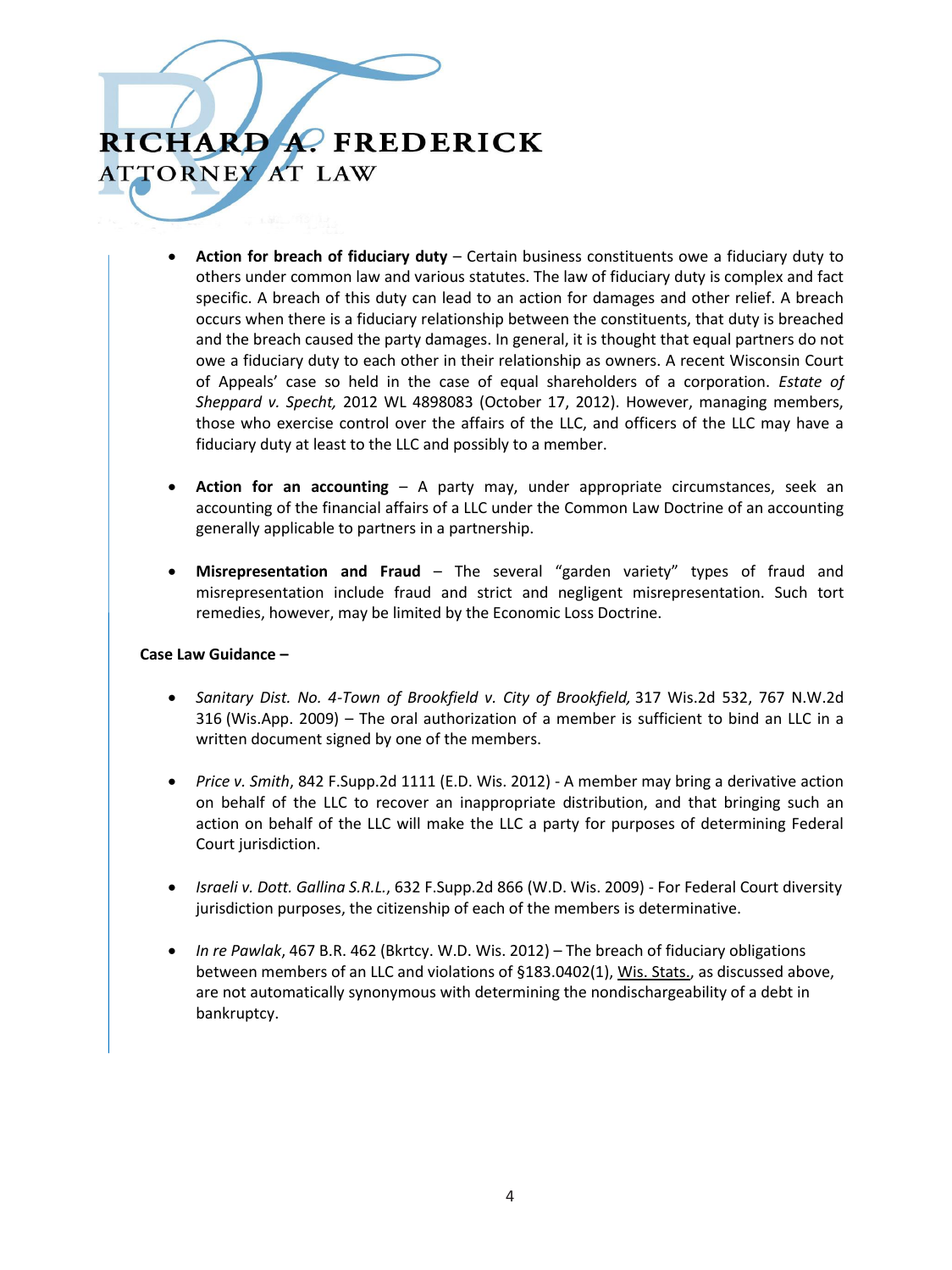- **Action for breach of fiduciary duty** – Certain business constituents owe a fiduciary duty to others under common law and various statutes. The law of fiduciary duty is complex and fact specific. A breach of this duty can lead to an action for damages and other relief. A breach occurs when there is a fiduciary relationship between the constituents, that duty is breached and the breach caused the party damages. In general, it is thought that equal partners do not owe a fiduciary duty to each other in their relationship as owners. A recent Wisconsin Court of Appeals' case so held in the case of equal shareholders of a corporation. *Estate of Sheppard v. Specht,* 2012 WL 4898083 (October 17, 2012). However, managing members, those who exercise control over the affairs of the LLC, and officers of the LLC may have a fiduciary duty at least to the LLC and possibly to a member.

- **Action for an accounting** – A party may, under appropriate circumstances, seek an accounting of the financial affairs of a LLC under the Common Law Doctrine of an accounting generally applicable to partners in a partnership.

- **Misrepresentation and Fraud** – The several "garden variety" types of fraud and misrepresentation include fraud and strict and negligent misrepresentation. Such tort remedies, however, may be limited by the Economic Loss Doctrine.

**Case Law Guidance –**

- *Sanitary Dist. No. 4-Town of Brookfield v. City of Brookfield,* 317 Wis.2d 532, 767 N.W.2d 316 (Wis.App. 2009) – The oral authorization of a member is sufficient to bind an LLC in a written document signed by one of the members.

- *Price v. Smith*, 842 F.Supp.2d 1111 (E.D. Wis. 2012) - A member may bring a derivative action on behalf of the LLC to recover an inappropriate distribution, and that bringing such an action on behalf of the LLC will make the LLC a party for purposes of determining Federal Court jurisdiction.

- *Israeli v. Dott. Gallina S.R.L.*, 632 F.Supp.2d 866 (W.D. Wis. 2009) - For Federal Court diversity jurisdiction purposes, the citizenship of each of the members is determinative.

- *In re Pawlak*, 467 B.R. 462 (Bkrtcy. W.D. Wis. 2012) – The breach of fiduciary obligations between members of an LLC and violations of §183.0402(1), Wis. Stats., as discussed above, are not automatically synonymous with determining the nondischargeability of a debt in bankruptcy.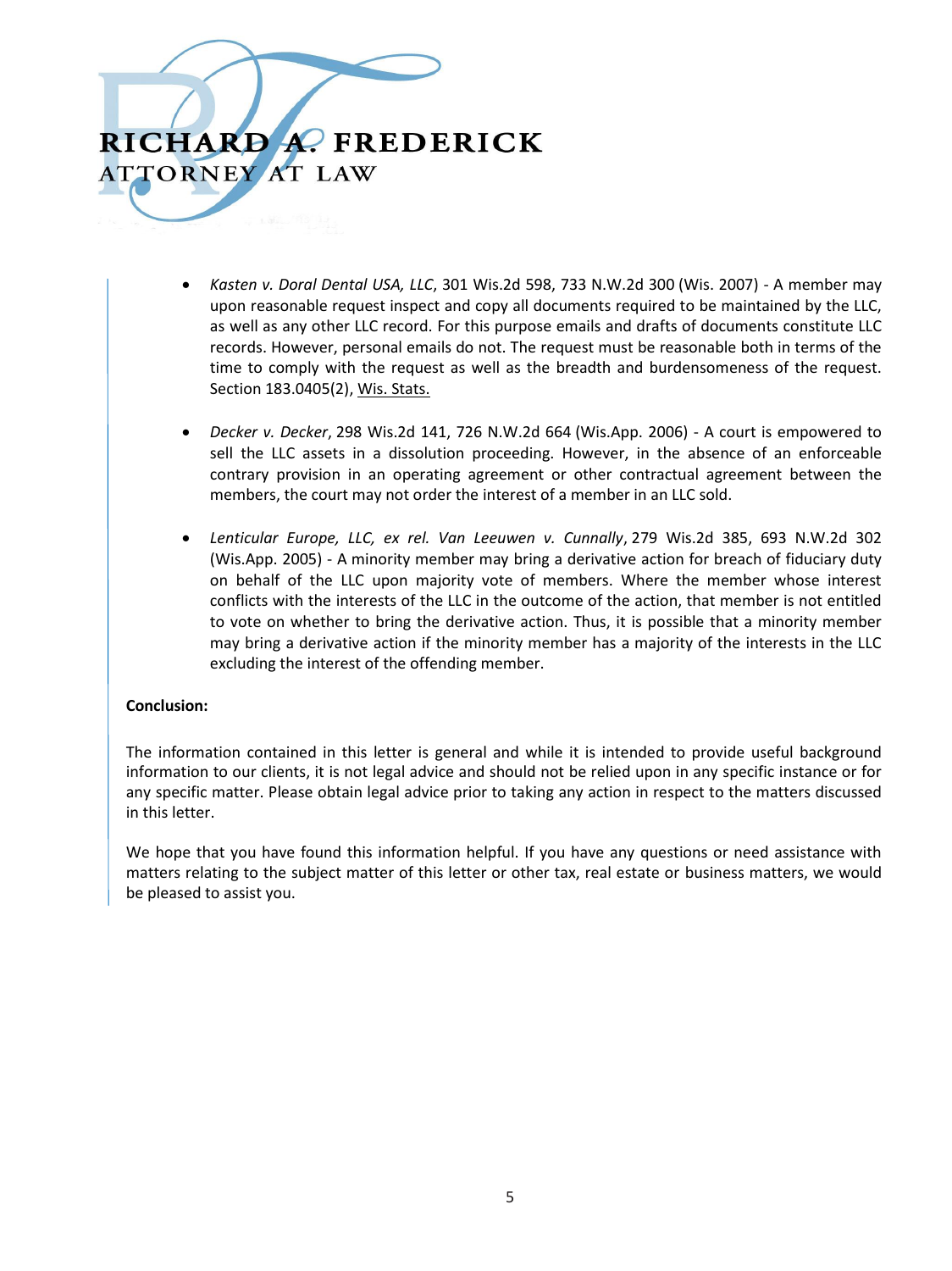- *Kasten v. Doral Dental USA, LLC*, 301 Wis.2d 598, 733 N.W.2d 300 (Wis. 2007) - A member may upon reasonable request inspect and copy all documents required to be maintained by the LLC, as well as any other LLC record. For this purpose emails and drafts of documents constitute LLC records. However, personal emails do not. The request must be reasonable both in terms of the time to comply with the request as well as the breadth and burdensomeness of the request. Section 183.0405(2), Wis. Stats.

- *Decker v. Decker*, 298 Wis.2d 141, 726 N.W.2d 664 (Wis.App. 2006) - A court is empowered to sell the LLC assets in a dissolution proceeding. However, in the absence of an enforceable contrary provision in an operating agreement or other contractual agreement between the members, the court may not order the interest of a member in an LLC sold.

- *Lenticular Europe, LLC, ex rel. Van Leeuwen v. Cunnally*, 279 Wis.2d 385, 693 N.W.2d 302 (Wis.App. 2005) - A minority member may bring a derivative action for breach of fiduciary duty on behalf of the LLC upon majority vote of members. Where the member whose interest conflicts with the interests of the LLC in the outcome of the action, that member is not entitled to vote on whether to bring the derivative action. Thus, it is possible that a minority member may bring a derivative action if the minority member has a majority of the interests in the LLC excluding the interest of the offending member.

**Conclusion:**

The information contained in this letter is general and while it is intended to provide useful background information to our clients, it is not legal advice and should not be relied upon in any specific instance or for any specific matter. Please obtain legal advice prior to taking any action in respect to the matters discussed in this letter.

We hope that you have found this information helpful. If you have any questions or need assistance with matters relating to the subject matter of this letter or other tax, real estate or business matters, we would be pleased to assist you.